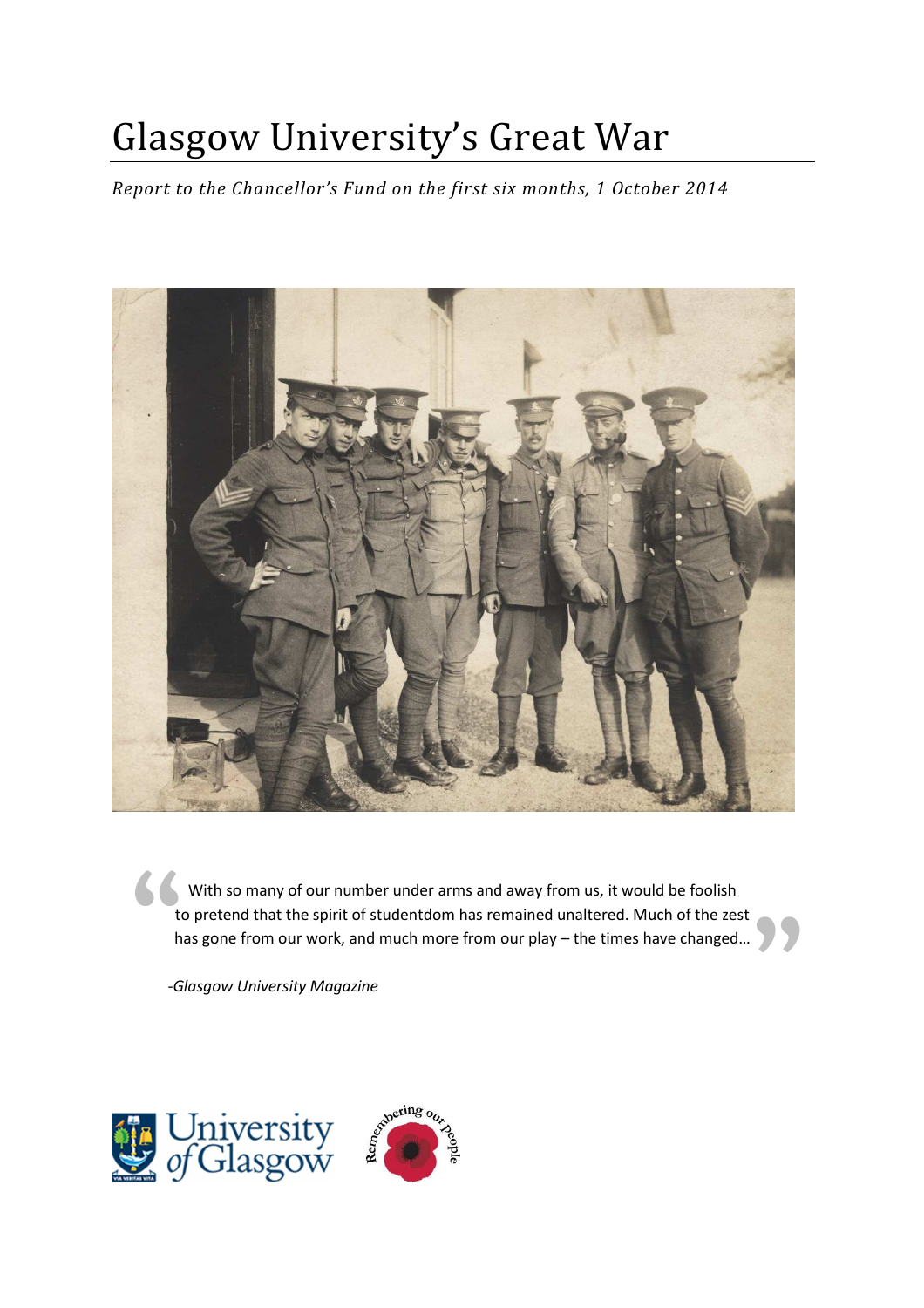# Glasgow University's Great War

*Report to the Chancellor's Fund on the first six months, 1 October 2014*

> With so many of our number under arms and away from us, it would be foolish to pretend that the spirit of studentdom has remained unaltered. Much of the zest has gone from our work, and much more from our play – the times have changed…

*-Glasgow University Magazine*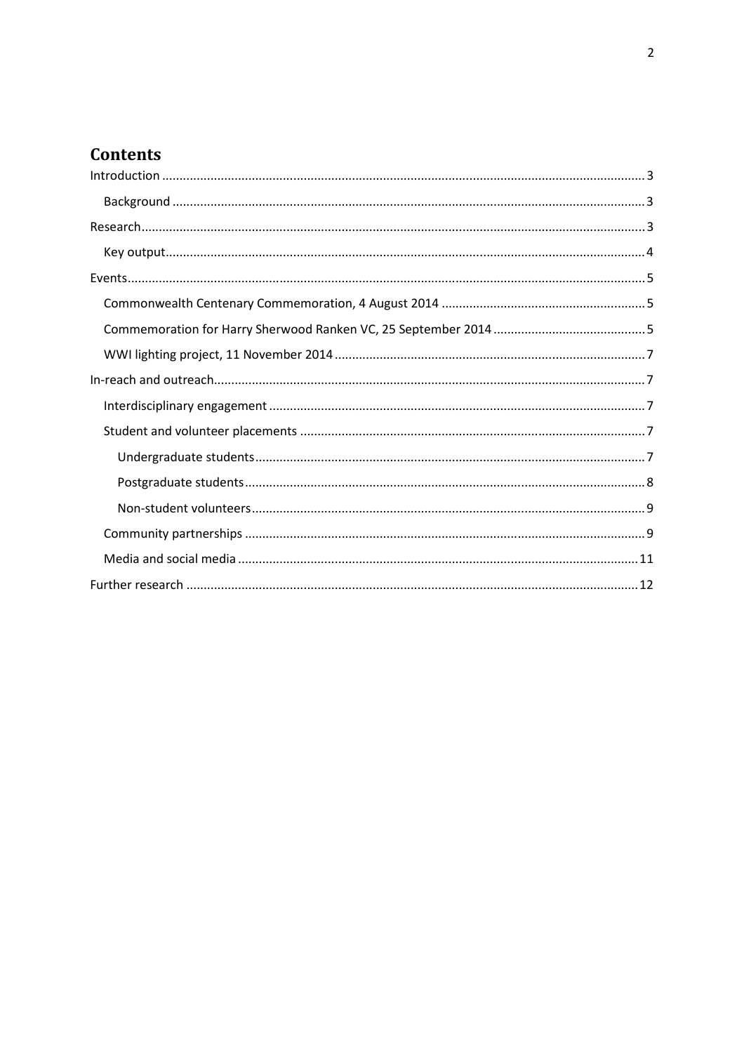# Contents

Introduction ........................................................................ 3

- Background ........................................................................ 3

Research ........................................................................ 3

- Key output ........................................................................ 4

Events ........................................................................ 5

- Commonwealth Centenary Commemoration, 4 August 2014 ........................................................................ 5
- Commemoration for Harry Sherwood Ranken VC, 25 September 2014 ........................................................................ 5
- WWI lighting project, 11 November 2014 ........................................................................ 7

In-reach and outreach ........................................................................ 7

- Interdisciplinary engagement ........................................................................ 7
- Student and volunteer placements ........................................................................ 7
  - Undergraduate students ........................................................................ 7
  - Postgraduate students ........................................................................ 8
  - Non-student volunteers ........................................................................ 9
- Community partnerships ........................................................................ 9
- Media and social media ........................................................................ 11

Further research ........................................................................ 12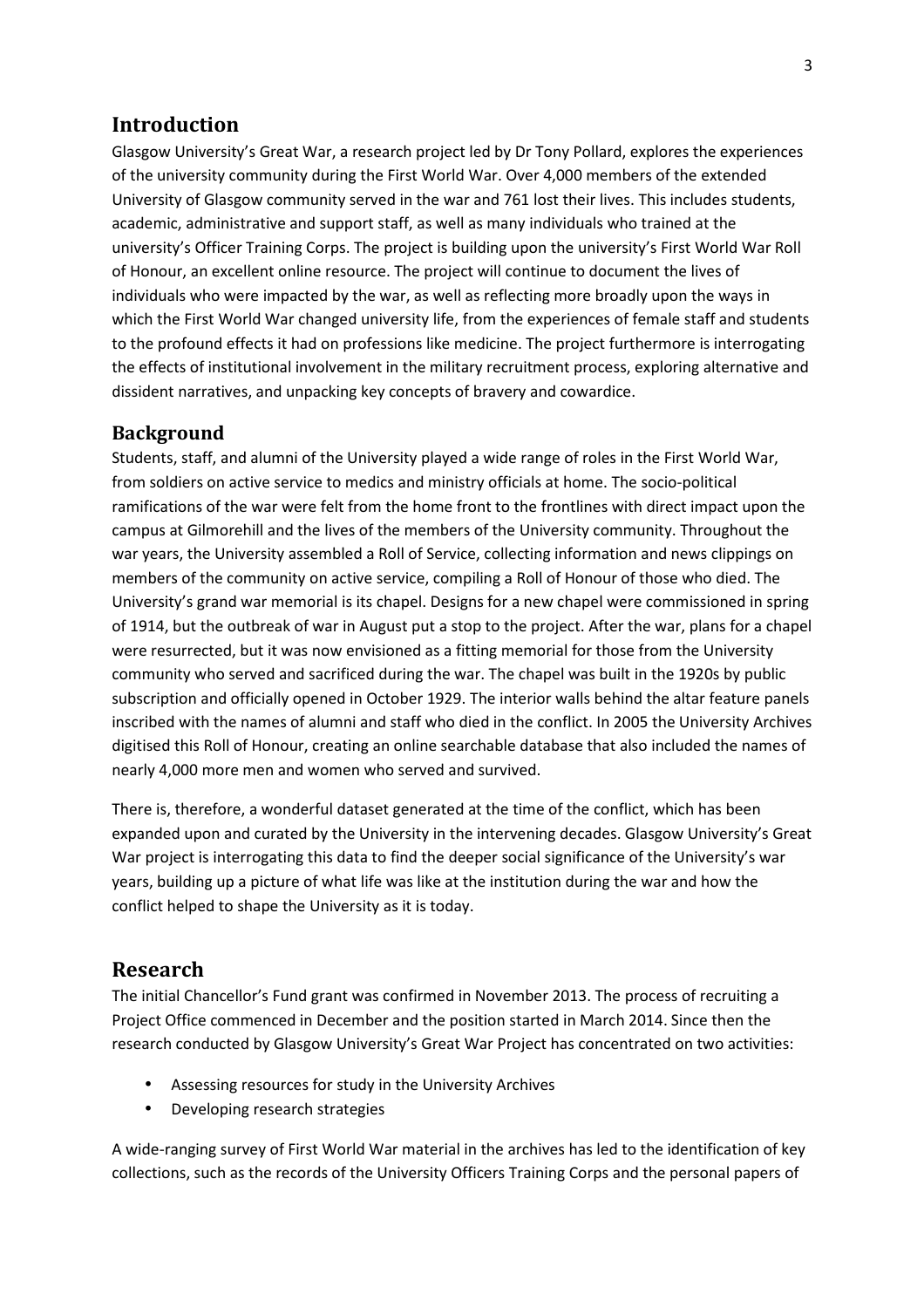## Introduction

Glasgow University's Great War, a research project led by Dr Tony Pollard, explores the experiences of the university community during the First World War. Over 4,000 members of the extended University of Glasgow community served in the war and 761 lost their lives. This includes students, academic, administrative and support staff, as well as many individuals who trained at the university's Officer Training Corps. The project is building upon the university's First World War Roll of Honour, an excellent online resource. The project will continue to document the lives of individuals who were impacted by the war, as well as reflecting more broadly upon the ways in which the First World War changed university life, from the experiences of female staff and students to the profound effects it had on professions like medicine. The project furthermore is interrogating the effects of institutional involvement in the military recruitment process, exploring alternative and dissident narratives, and unpacking key concepts of bravery and cowardice.

## Background

Students, staff, and alumni of the University played a wide range of roles in the First World War, from soldiers on active service to medics and ministry officials at home. The socio-political ramifications of the war were felt from the home front to the frontlines with direct impact upon the campus at Gilmorehill and the lives of the members of the University community. Throughout the war years, the University assembled a Roll of Service, collecting information and news clippings on members of the community on active service, compiling a Roll of Honour of those who died. The University's grand war memorial is its chapel. Designs for a new chapel were commissioned in spring of 1914, but the outbreak of war in August put a stop to the project. After the war, plans for a chapel were resurrected, but it was now envisioned as a fitting memorial for those from the University community who served and sacrificed during the war. The chapel was built in the 1920s by public subscription and officially opened in October 1929. The interior walls behind the altar feature panels inscribed with the names of alumni and staff who died in the conflict. In 2005 the University Archives digitised this Roll of Honour, creating an online searchable database that also included the names of nearly 4,000 more men and women who served and survived.

There is, therefore, a wonderful dataset generated at the time of the conflict, which has been expanded upon and curated by the University in the intervening decades. Glasgow University's Great War project is interrogating this data to find the deeper social significance of the University's war years, building up a picture of what life was like at the institution during the war and how the conflict helped to shape the University as it is today.

## Research

The initial Chancellor's Fund grant was confirmed in November 2013. The process of recruiting a Project Office commenced in December and the position started in March 2014. Since then the research conducted by Glasgow University's Great War Project has concentrated on two activities:

- Assessing resources for study in the University Archives
- Developing research strategies

A wide-ranging survey of First World War material in the archives has led to the identification of key collections, such as the records of the University Officers Training Corps and the personal papers of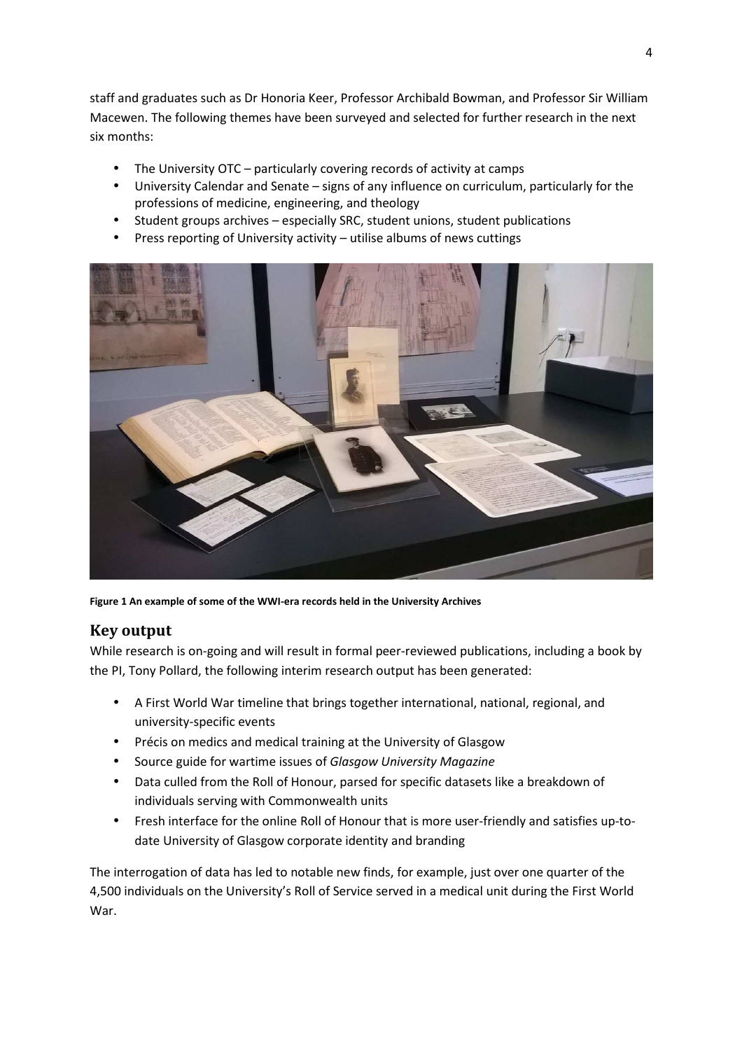staff and graduates such as Dr Honoria Keer, Professor Archibald Bowman, and Professor Sir William Macewen. The following themes have been surveyed and selected for further research in the next six months:

- The University OTC – particularly covering records of activity at camps
- University Calendar and Senate – signs of any influence on curriculum, particularly for the professions of medicine, engineering, and theology
- Student groups archives – especially SRC, student unions, student publications
- Press reporting of University activity – utilise albums of news cuttings

**Figure 1 An example of some of the WWI-era records held in the University Archives**

## Key output

While research is on-going and will result in formal peer-reviewed publications, including a book by the PI, Tony Pollard, the following interim research output has been generated:

- A First World War timeline that brings together international, national, regional, and university-specific events
- Précis on medics and medical training at the University of Glasgow
- Source guide for wartime issues of *Glasgow University Magazine*
- Data culled from the Roll of Honour, parsed for specific datasets like a breakdown of individuals serving with Commonwealth units
- Fresh interface for the online Roll of Honour that is more user-friendly and satisfies up-to-date University of Glasgow corporate identity and branding

The interrogation of data has led to notable new finds, for example, just over one quarter of the 4,500 individuals on the University's Roll of Service served in a medical unit during the First World War.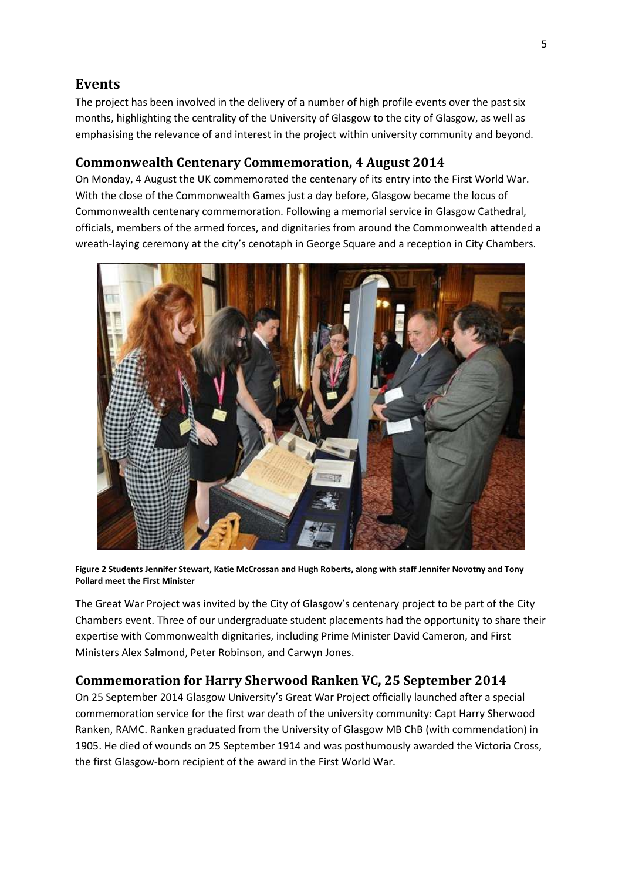## Events

The project has been involved in the delivery of a number of high profile events over the past six months, highlighting the centrality of the University of Glasgow to the city of Glasgow, as well as emphasising the relevance of and interest in the project within university community and beyond.

### Commonwealth Centenary Commemoration, 4 August 2014

On Monday, 4 August the UK commemorated the centenary of its entry into the First World War. With the close of the Commonwealth Games just a day before, Glasgow became the locus of Commonwealth centenary commemoration. Following a memorial service in Glasgow Cathedral, officials, members of the armed forces, and dignitaries from around the Commonwealth attended a wreath-laying ceremony at the city's cenotaph in George Square and a reception in City Chambers.

**Figure 2 Students Jennifer Stewart, Katie McCrossan and Hugh Roberts, along with staff Jennifer Novotny and Tony Pollard meet the First Minister**

The Great War Project was invited by the City of Glasgow's centenary project to be part of the City Chambers event. Three of our undergraduate student placements had the opportunity to share their expertise with Commonwealth dignitaries, including Prime Minister David Cameron, and First Ministers Alex Salmond, Peter Robinson, and Carwyn Jones.

### Commemoration for Harry Sherwood Ranken VC, 25 September 2014

On 25 September 2014 Glasgow University's Great War Project officially launched after a special commemoration service for the first war death of the university community: Capt Harry Sherwood Ranken, RAMC. Ranken graduated from the University of Glasgow MB ChB (with commendation) in 1905. He died of wounds on 25 September 1914 and was posthumously awarded the Victoria Cross, the first Glasgow-born recipient of the award in the First World War.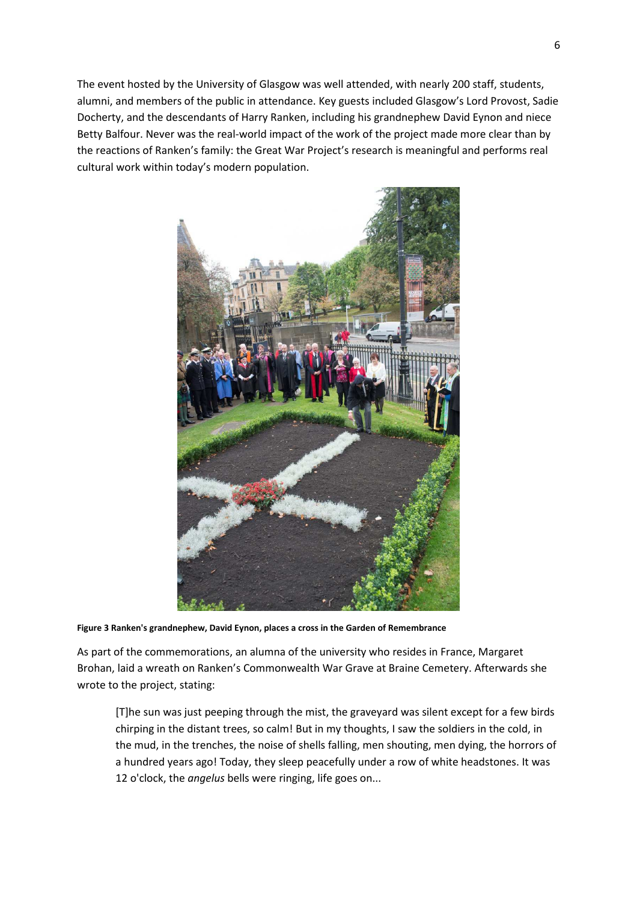The event hosted by the University of Glasgow was well attended, with nearly 200 staff, students, alumni, and members of the public in attendance. Key guests included Glasgow's Lord Provost, Sadie Docherty, and the descendants of Harry Ranken, including his grandnephew David Eynon and niece Betty Balfour. Never was the real-world impact of the work of the project made more clear than by the reactions of Ranken's family: the Great War Project's research is meaningful and performs real cultural work within today's modern population.

**Figure 3 Ranken's grandnephew, David Eynon, places a cross in the Garden of Remembrance**

As part of the commemorations, an alumna of the university who resides in France, Margaret Brohan, laid a wreath on Ranken's Commonwealth War Grave at Braine Cemetery. Afterwards she wrote to the project, stating:

> [T]he sun was just peeping through the mist, the graveyard was silent except for a few birds chirping in the distant trees, so calm! But in my thoughts, I saw the soldiers in the cold, in the mud, in the trenches, the noise of shells falling, men shouting, men dying, the horrors of a hundred years ago! Today, they sleep peacefully under a row of white headstones. It was 12 o'clock, the *angelus* bells were ringing, life goes on...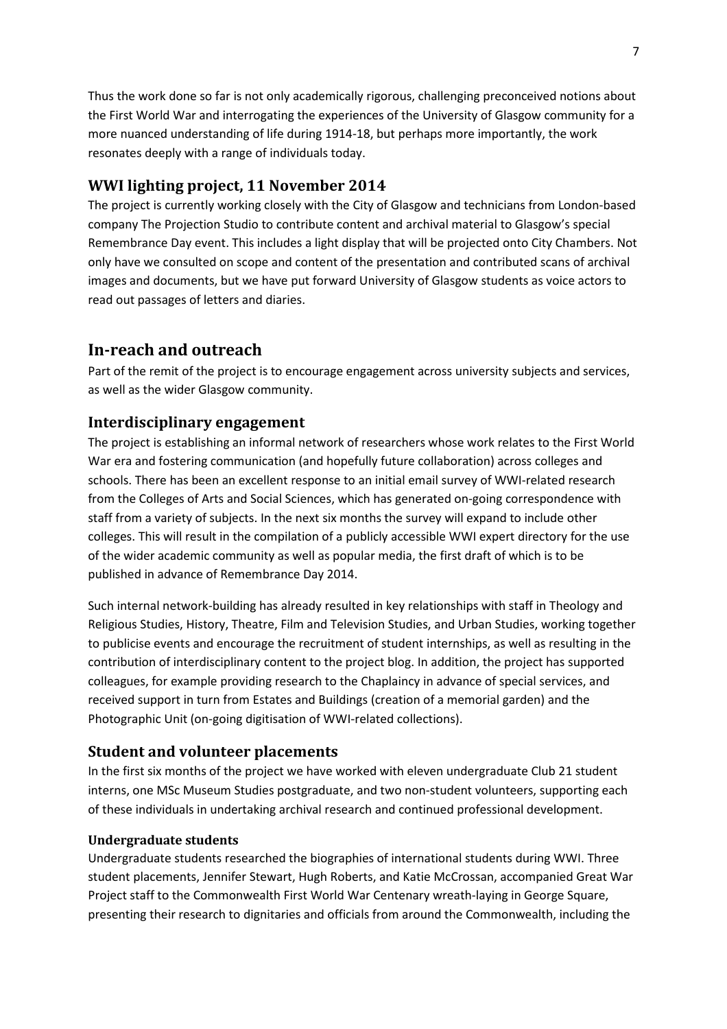Thus the work done so far is not only academically rigorous, challenging preconceived notions about the First World War and interrogating the experiences of the University of Glasgow community for a more nuanced understanding of life during 1914-18, but perhaps more importantly, the work resonates deeply with a range of individuals today.

## WWI lighting project, 11 November 2014

The project is currently working closely with the City of Glasgow and technicians from London-based company The Projection Studio to contribute content and archival material to Glasgow's special Remembrance Day event. This includes a light display that will be projected onto City Chambers. Not only have we consulted on scope and content of the presentation and contributed scans of archival images and documents, but we have put forward University of Glasgow students as voice actors to read out passages of letters and diaries.

# In-reach and outreach

Part of the remit of the project is to encourage engagement across university subjects and services, as well as the wider Glasgow community.

## Interdisciplinary engagement

The project is establishing an informal network of researchers whose work relates to the First World War era and fostering communication (and hopefully future collaboration) across colleges and schools. There has been an excellent response to an initial email survey of WWI-related research from the Colleges of Arts and Social Sciences, which has generated on-going correspondence with staff from a variety of subjects. In the next six months the survey will expand to include other colleges. This will result in the compilation of a publicly accessible WWI expert directory for the use of the wider academic community as well as popular media, the first draft of which is to be published in advance of Remembrance Day 2014.

Such internal network-building has already resulted in key relationships with staff in Theology and Religious Studies, History, Theatre, Film and Television Studies, and Urban Studies, working together to publicise events and encourage the recruitment of student internships, as well as resulting in the contribution of interdisciplinary content to the project blog. In addition, the project has supported colleagues, for example providing research to the Chaplaincy in advance of special services, and received support in turn from Estates and Buildings (creation of a memorial garden) and the Photographic Unit (on-going digitisation of WWI-related collections).

## Student and volunteer placements

In the first six months of the project we have worked with eleven undergraduate Club 21 student interns, one MSc Museum Studies postgraduate, and two non-student volunteers, supporting each of these individuals in undertaking archival research and continued professional development.

### Undergraduate students

Undergraduate students researched the biographies of international students during WWI. Three student placements, Jennifer Stewart, Hugh Roberts, and Katie McCrossan, accompanied Great War Project staff to the Commonwealth First World War Centenary wreath-laying in George Square, presenting their research to dignitaries and officials from around the Commonwealth, including the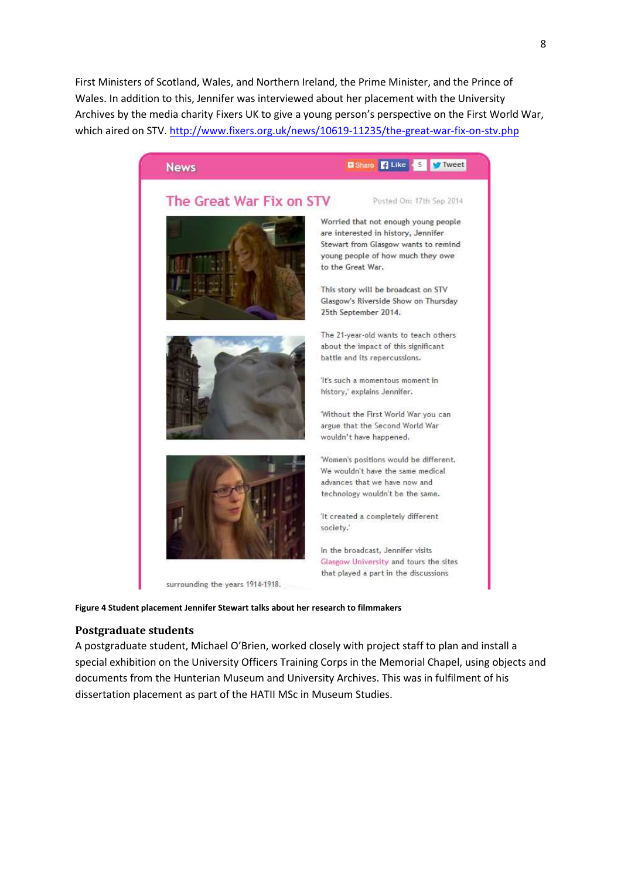First Ministers of Scotland, Wales, and Northern Ireland, the Prime Minister, and the Prince of Wales. In addition to this, Jennifer was interviewed about her placement with the University Archives by the media charity Fixers UK to give a young person's perspective on the First World War, which aired on STV. http://www.fixers.org.uk/news/10619-11235/the-great-war-fix-on-stv.php

**News**

## The Great War Fix on STV

Posted On: 17th Sep 2014

Worried that not enough young people are interested in history, Jennifer Stewart from Glasgow wants to remind young people of how much they owe to the Great War.

This story will be broadcast on STV Glasgow's Riverside Show on Thursday 25th September 2014.

The 21-year-old wants to teach others about the impact of this significant battle and its repercussions.

'It's such a momentous moment in history,' explains Jennifer.

'Without the First World War you can argue that the Second World War wouldn't have happened.

'Women's positions would be different. We wouldn't have the same medical advances that we have now and technology wouldn't be the same.

'It created a completely different society.'

In the broadcast, Jennifer visits Glasgow University and tours the sites that played a part in the discussions surrounding the years 1914-1918.

**Figure 4 Student placement Jennifer Stewart talks about her research to filmmakers**

### Postgraduate students

A postgraduate student, Michael O'Brien, worked closely with project staff to plan and install a special exhibition on the University Officers Training Corps in the Memorial Chapel, using objects and documents from the Hunterian Museum and University Archives. This was in fulfilment of his dissertation placement as part of the HATII MSc in Museum Studies.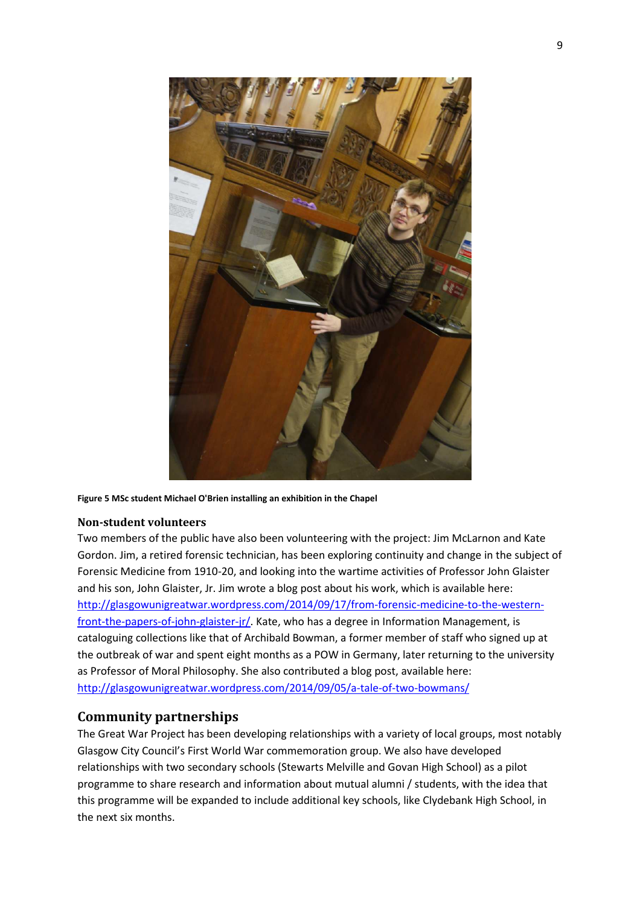Figure 5 MSc student Michael O'Brien installing an exhibition in the Chapel

### Non-student volunteers

Two members of the public have also been volunteering with the project: Jim McLarnon and Kate Gordon. Jim, a retired forensic technician, has been exploring continuity and change in the subject of Forensic Medicine from 1910-20, and looking into the wartime activities of Professor John Glaister and his son, John Glaister, Jr. Jim wrote a blog post about his work, which is available here: http://glasgowunigreatwar.wordpress.com/2014/09/17/from-forensic-medicine-to-the-western-front-the-papers-of-john-glaister-jr/. Kate, who has a degree in Information Management, is cataloguing collections like that of Archibald Bowman, a former member of staff who signed up at the outbreak of war and spent eight months as a POW in Germany, later returning to the university as Professor of Moral Philosophy. She also contributed a blog post, available here: http://glasgowunigreatwar.wordpress.com/2014/09/05/a-tale-of-two-bowmans/

## Community partnerships

The Great War Project has been developing relationships with a variety of local groups, most notably Glasgow City Council's First World War commemoration group. We also have developed relationships with two secondary schools (Stewarts Melville and Govan High School) as a pilot programme to share research and information about mutual alumni / students, with the idea that this programme will be expanded to include additional key schools, like Clydebank High School, in the next six months.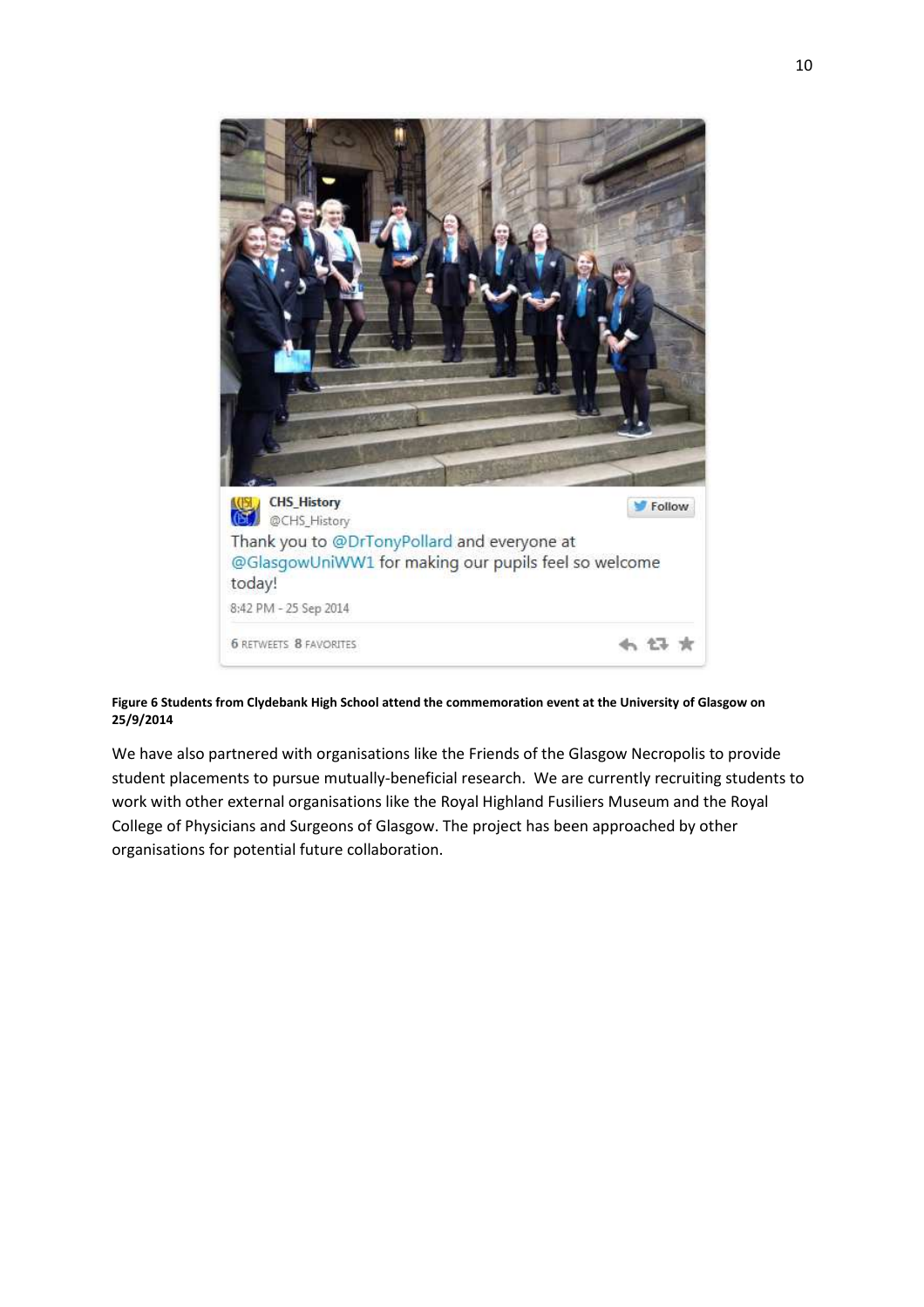**Figure 6 Students from Clydebank High School attend the commemoration event at the University of Glasgow on 25/9/2014**

We have also partnered with organisations like the Friends of the Glasgow Necropolis to provide student placements to pursue mutually-beneficial research. We are currently recruiting students to work with other external organisations like the Royal Highland Fusiliers Museum and the Royal College of Physicians and Surgeons of Glasgow. The project has been approached by other organisations for potential future collaboration.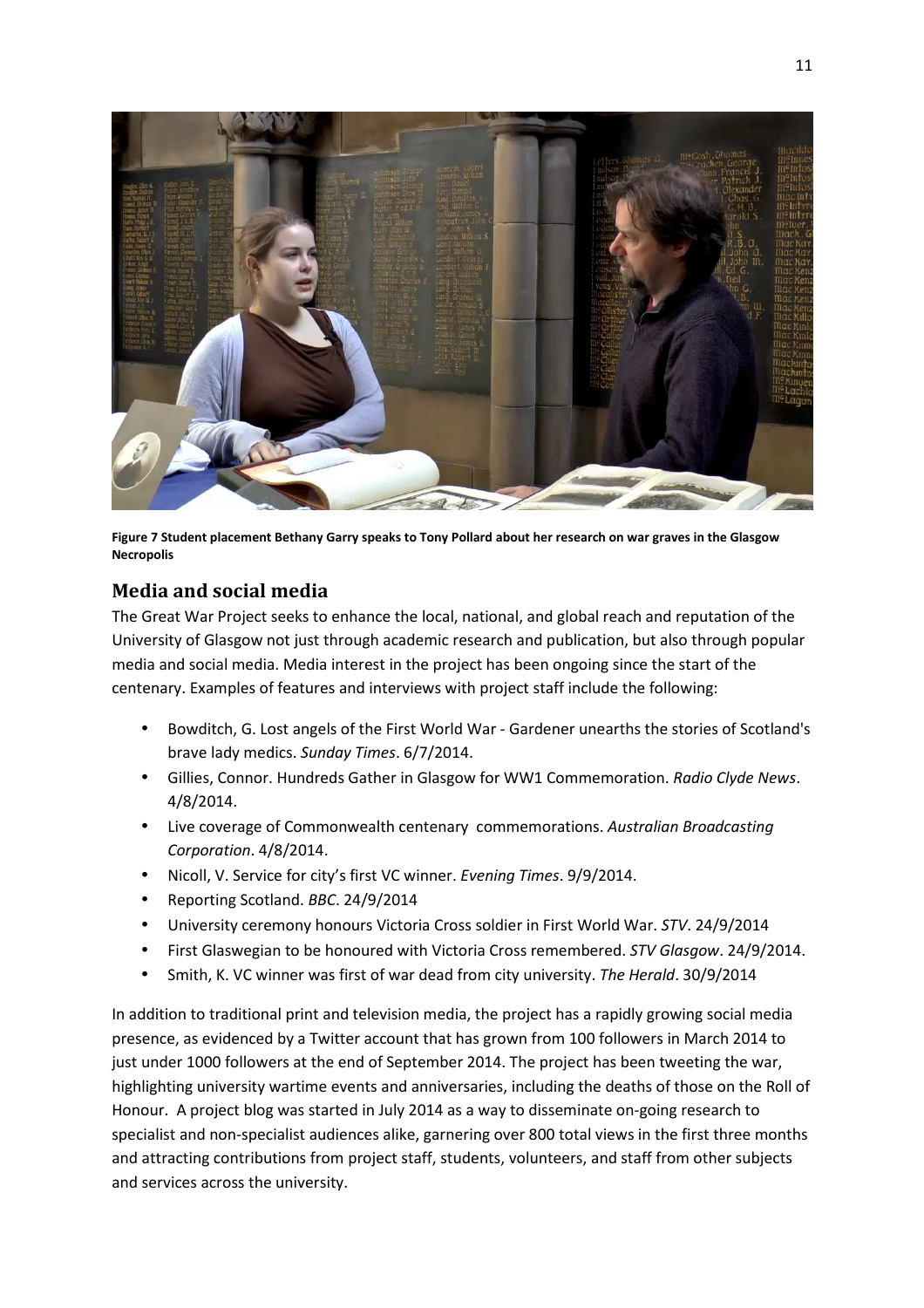**Figure 7 Student placement Bethany Garry speaks to Tony Pollard about her research on war graves in the Glasgow Necropolis**

## Media and social media

The Great War Project seeks to enhance the local, national, and global reach and reputation of the University of Glasgow not just through academic research and publication, but also through popular media and social media. Media interest in the project has been ongoing since the start of the centenary. Examples of features and interviews with project staff include the following:

- Bowditch, G. Lost angels of the First World War - Gardener unearths the stories of Scotland's brave lady medics. *Sunday Times*. 6/7/2014.
- Gillies, Connor. Hundreds Gather in Glasgow for WW1 Commemoration. *Radio Clyde News*. 4/8/2014.
- Live coverage of Commonwealth centenary commemorations. *Australian Broadcasting Corporation*. 4/8/2014.
- Nicoll, V. Service for city's first VC winner. *Evening Times*. 9/9/2014.
- Reporting Scotland. *BBC*. 24/9/2014
- University ceremony honours Victoria Cross soldier in First World War. *STV*. 24/9/2014
- First Glaswegian to be honoured with Victoria Cross remembered. *STV Glasgow*. 24/9/2014.
- Smith, K. VC winner was first of war dead from city university. *The Herald*. 30/9/2014

In addition to traditional print and television media, the project has a rapidly growing social media presence, as evidenced by a Twitter account that has grown from 100 followers in March 2014 to just under 1000 followers at the end of September 2014. The project has been tweeting the war, highlighting university wartime events and anniversaries, including the deaths of those on the Roll of Honour. A project blog was started in July 2014 as a way to disseminate on-going research to specialist and non-specialist audiences alike, garnering over 800 total views in the first three months and attracting contributions from project staff, students, volunteers, and staff from other subjects and services across the university.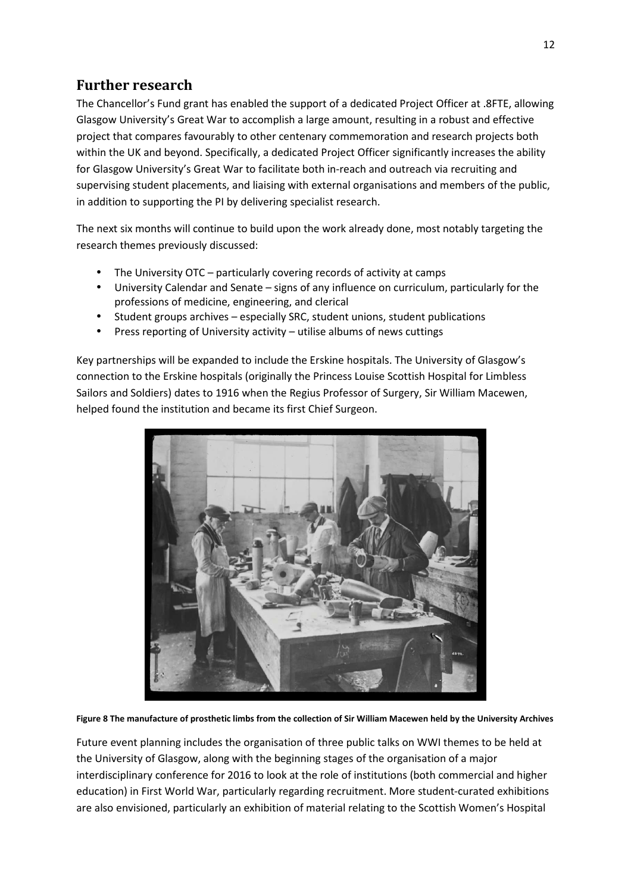## Further research

The Chancellor's Fund grant has enabled the support of a dedicated Project Officer at .8FTE, allowing Glasgow University's Great War to accomplish a large amount, resulting in a robust and effective project that compares favourably to other centenary commemoration and research projects both within the UK and beyond. Specifically, a dedicated Project Officer significantly increases the ability for Glasgow University's Great War to facilitate both in-reach and outreach via recruiting and supervising student placements, and liaising with external organisations and members of the public, in addition to supporting the PI by delivering specialist research.

The next six months will continue to build upon the work already done, most notably targeting the research themes previously discussed:

- The University OTC – particularly covering records of activity at camps
- University Calendar and Senate – signs of any influence on curriculum, particularly for the professions of medicine, engineering, and clerical
- Student groups archives – especially SRC, student unions, student publications
- Press reporting of University activity – utilise albums of news cuttings

Key partnerships will be expanded to include the Erskine hospitals. The University of Glasgow's connection to the Erskine hospitals (originally the Princess Louise Scottish Hospital for Limbless Sailors and Soldiers) dates to 1916 when the Regius Professor of Surgery, Sir William Macewen, helped found the institution and became its first Chief Surgeon.

**Figure 8 The manufacture of prosthetic limbs from the collection of Sir William Macewen held by the University Archives**

Future event planning includes the organisation of three public talks on WWI themes to be held at the University of Glasgow, along with the beginning stages of the organisation of a major interdisciplinary conference for 2016 to look at the role of institutions (both commercial and higher education) in First World War, particularly regarding recruitment. More student-curated exhibitions are also envisioned, particularly an exhibition of material relating to the Scottish Women's Hospital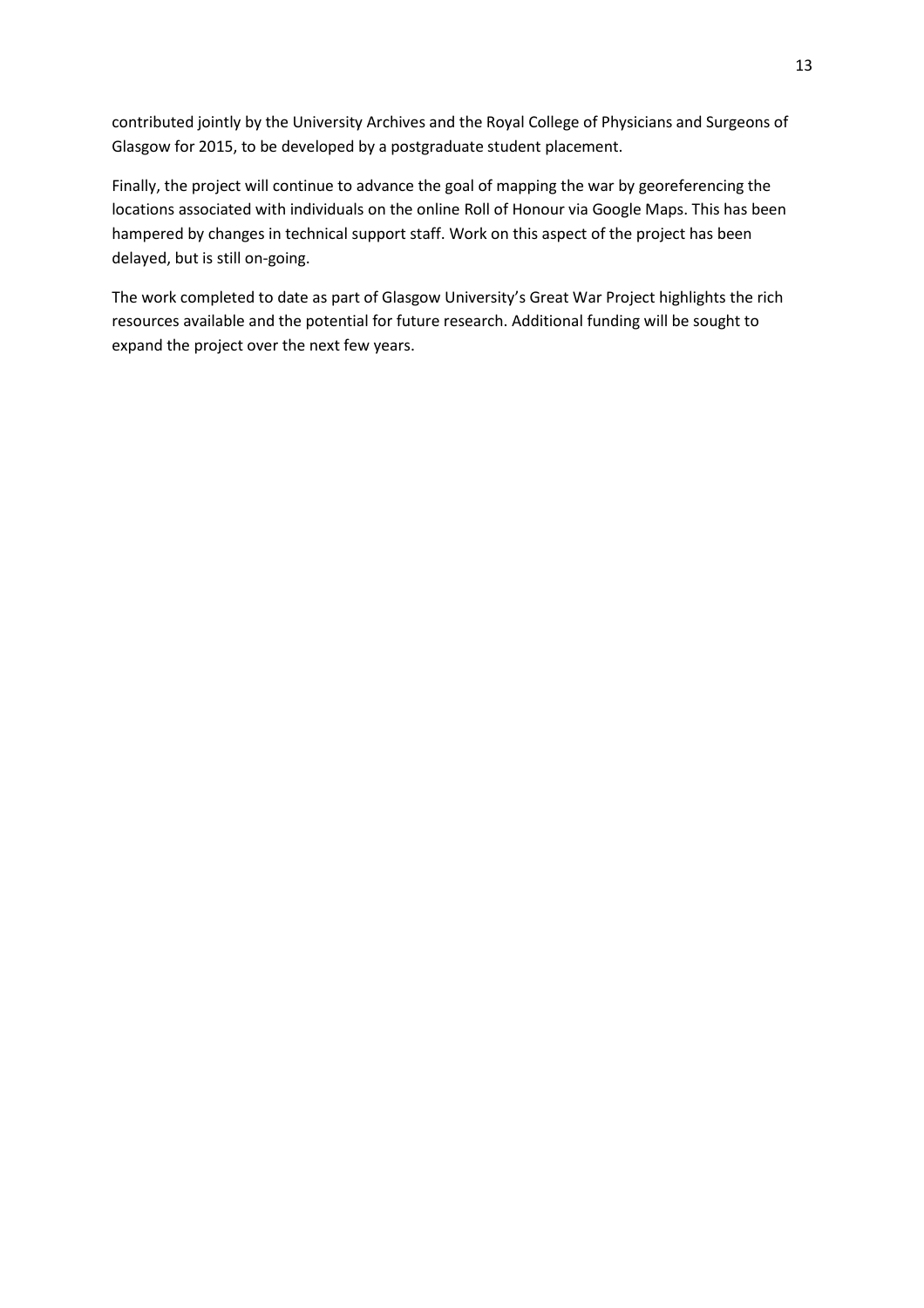contributed jointly by the University Archives and the Royal College of Physicians and Surgeons of Glasgow for 2015, to be developed by a postgraduate student placement.

Finally, the project will continue to advance the goal of mapping the war by georeferencing the locations associated with individuals on the online Roll of Honour via Google Maps. This has been hampered by changes in technical support staff. Work on this aspect of the project has been delayed, but is still on-going.

The work completed to date as part of Glasgow University's Great War Project highlights the rich resources available and the potential for future research. Additional funding will be sought to expand the project over the next few years.